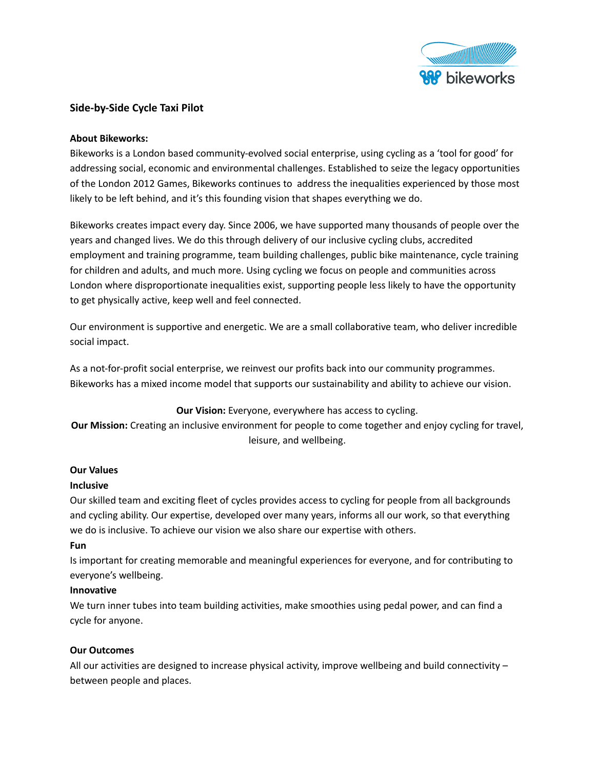# Side-by-Side Cycle Taxi Pilot

**About Bikeworks:**

Bikeworks is a London based community-evolved social enterprise, using cycling as a 'tool for good' for addressing social, economic and environmental challenges. Established to seize the legacy opportunities of the London 2012 Games, Bikeworks continues to address the inequalities experienced by those most likely to be left behind, and it's this founding vision that shapes everything we do.

Bikeworks creates impact every day. Since 2006, we have supported many thousands of people over the years and changed lives. We do this through delivery of our inclusive cycling clubs, accredited employment and training programme, team building challenges, public bike maintenance, cycle training for children and adults, and much more. Using cycling we focus on people and communities across London where disproportionate inequalities exist, supporting people less likely to have the opportunity to get physically active, keep well and feel connected.

Our environment is supportive and energetic. We are a small collaborative team, who deliver incredible social impact.

As a not-for-profit social enterprise, we reinvest our profits back into our community programmes. Bikeworks has a mixed income model that supports our sustainability and ability to achieve our vision.

**Our Vision:** Everyone, everywhere has access to cycling.

**Our Mission:** Creating an inclusive environment for people to come together and enjoy cycling for travel, leisure, and wellbeing.

**Our Values**

**Inclusive**

Our skilled team and exciting fleet of cycles provides access to cycling for people from all backgrounds and cycling ability. Our expertise, developed over many years, informs all our work, so that everything we do is inclusive. To achieve our vision we also share our expertise with others.

**Fun**

Is important for creating memorable and meaningful experiences for everyone, and for contributing to everyone's wellbeing.

**Innovative**

We turn inner tubes into team building activities, make smoothies using pedal power, and can find a cycle for anyone.

**Our Outcomes**

All our activities are designed to increase physical activity, improve wellbeing and build connectivity – between people and places.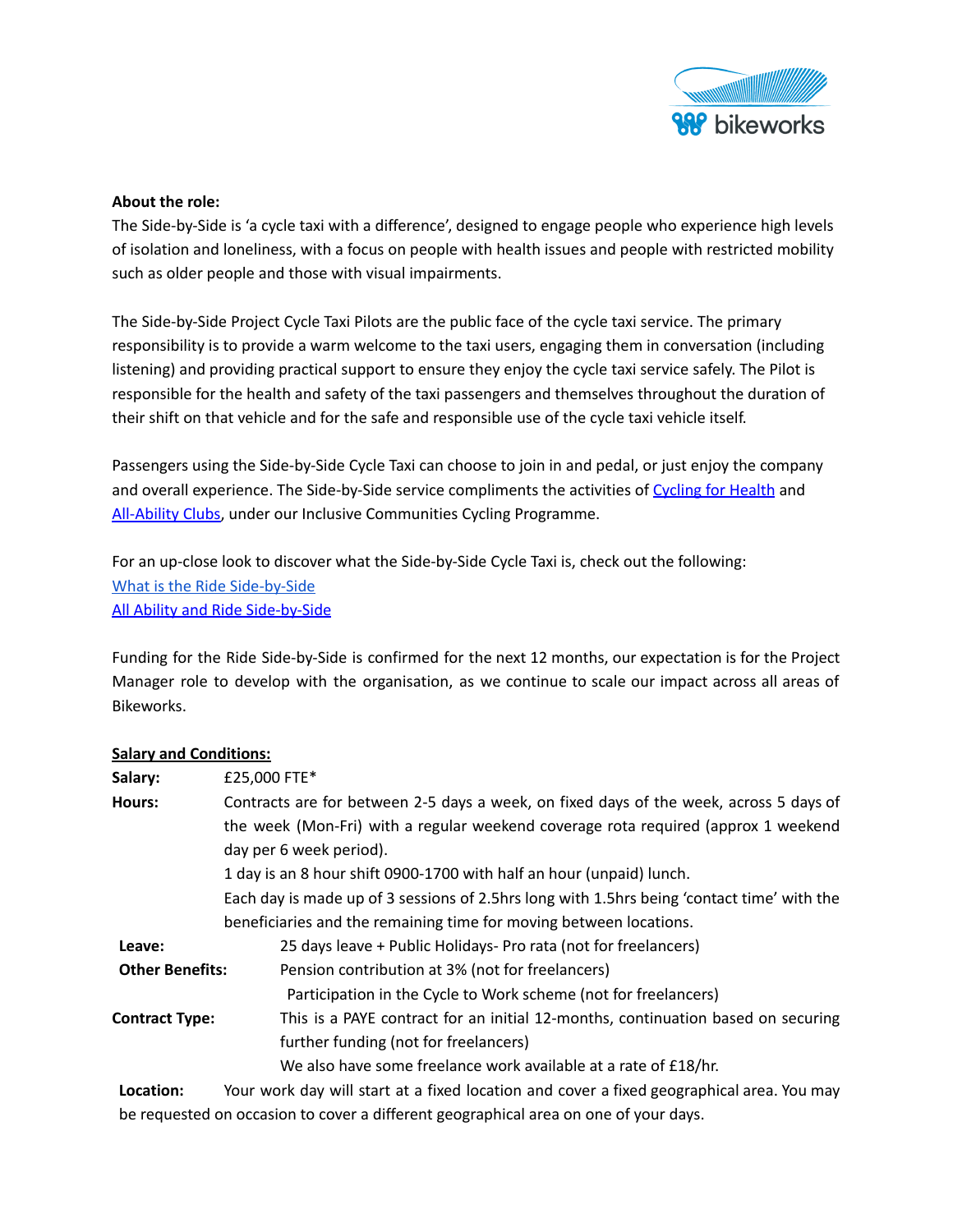**About the role:**

The Side-by-Side is 'a cycle taxi with a difference', designed to engage people who experience high levels of isolation and loneliness, with a focus on people with health issues and people with restricted mobility such as older people and those with visual impairments.

The Side-by-Side Project Cycle Taxi Pilots are the public face of the cycle taxi service. The primary responsibility is to provide a warm welcome to the taxi users, engaging them in conversation (including listening) and providing practical support to ensure they enjoy the cycle taxi service safely. The Pilot is responsible for the health and safety of the taxi passengers and themselves throughout the duration of their shift on that vehicle and for the safe and responsible use of the cycle taxi vehicle itself.

Passengers using the Side-by-Side Cycle Taxi can choose to join in and pedal, or just enjoy the company and overall experience. The Side-by-Side service compliments the activities of [Cycling for Health](#) and [All-Ability Clubs](#), under our Inclusive Communities Cycling Programme.

For an up-close look to discover what the Side-by-Side Cycle Taxi is, check out the following:
[What is the Ride Side-by-Side](#)
[All Ability and Ride Side-by-Side](#)

Funding for the Ride Side-by-Side is confirmed for the next 12 months, our expectation is for the Project Manager role to develop with the organisation, as we continue to scale our impact across all areas of Bikeworks.

**Salary and Conditions:**

**Salary:** £25,000 FTE*

**Hours:** Contracts are for between 2-5 days a week, on fixed days of the week, across 5 days of the week (Mon-Fri) with a regular weekend coverage rota required (approx 1 weekend day per 6 week period).
1 day is an 8 hour shift 0900-1700 with half an hour (unpaid) lunch.
Each day is made up of 3 sessions of 2.5hrs long with 1.5hrs being 'contact time' with the beneficiaries and the remaining time for moving between locations.

**Leave:** 25 days leave + Public Holidays- Pro rata (not for freelancers)

**Other Benefits:** Pension contribution at 3% (not for freelancers)
Participation in the Cycle to Work scheme (not for freelancers)

**Contract Type:** This is a PAYE contract for an initial 12-months, continuation based on securing further funding (not for freelancers)
We also have some freelance work available at a rate of £18/hr.

**Location:** Your work day will start at a fixed location and cover a fixed geographical area. You may be requested on occasion to cover a different geographical area on one of your days.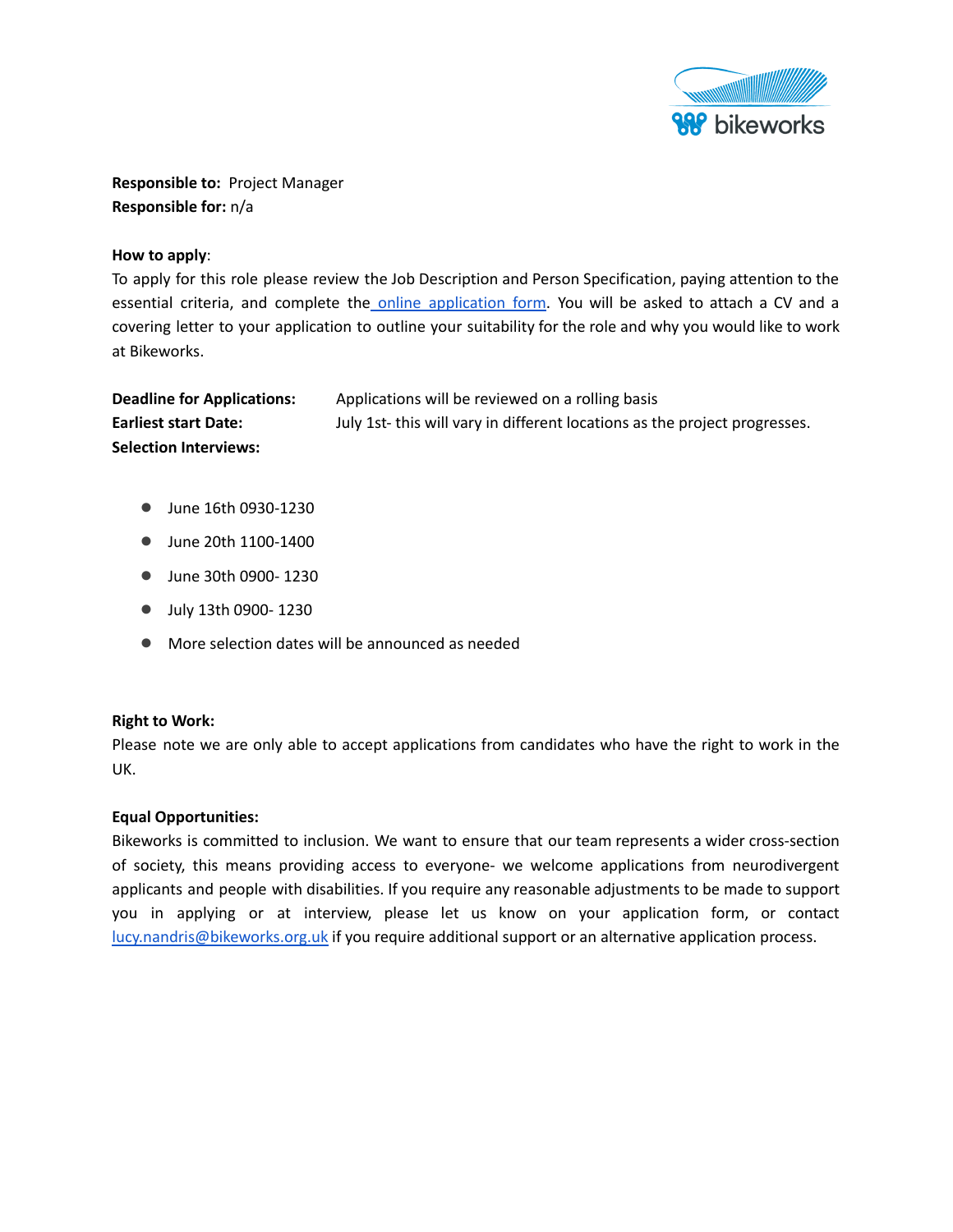**Responsible to:** Project Manager
**Responsible for:** n/a

**How to apply**:
To apply for this role please review the Job Description and Person Specification, paying attention to the essential criteria, and complete the [online application form](). You will be asked to attach a CV and a covering letter to your application to outline your suitability for the role and why you would like to work at Bikeworks.

**Deadline for Applications:** Applications will be reviewed on a rolling basis
**Earliest start Date:** July 1st- this will vary in different locations as the project progresses.
**Selection Interviews:**

- June 16th 0930-1230
- June 20th 1100-1400
- June 30th 0900- 1230
- July 13th 0900- 1230
- More selection dates will be announced as needed

**Right to Work:**
Please note we are only able to accept applications from candidates who have the right to work in the UK.

**Equal Opportunities:**
Bikeworks is committed to inclusion. We want to ensure that our team represents a wider cross-section of society, this means providing access to everyone- we welcome applications from neurodivergent applicants and people with disabilities. If you require any reasonable adjustments to be made to support you in applying or at interview, please let us know on your application form, or contact lucy.nandris@bikeworks.org.uk if you require additional support or an alternative application process.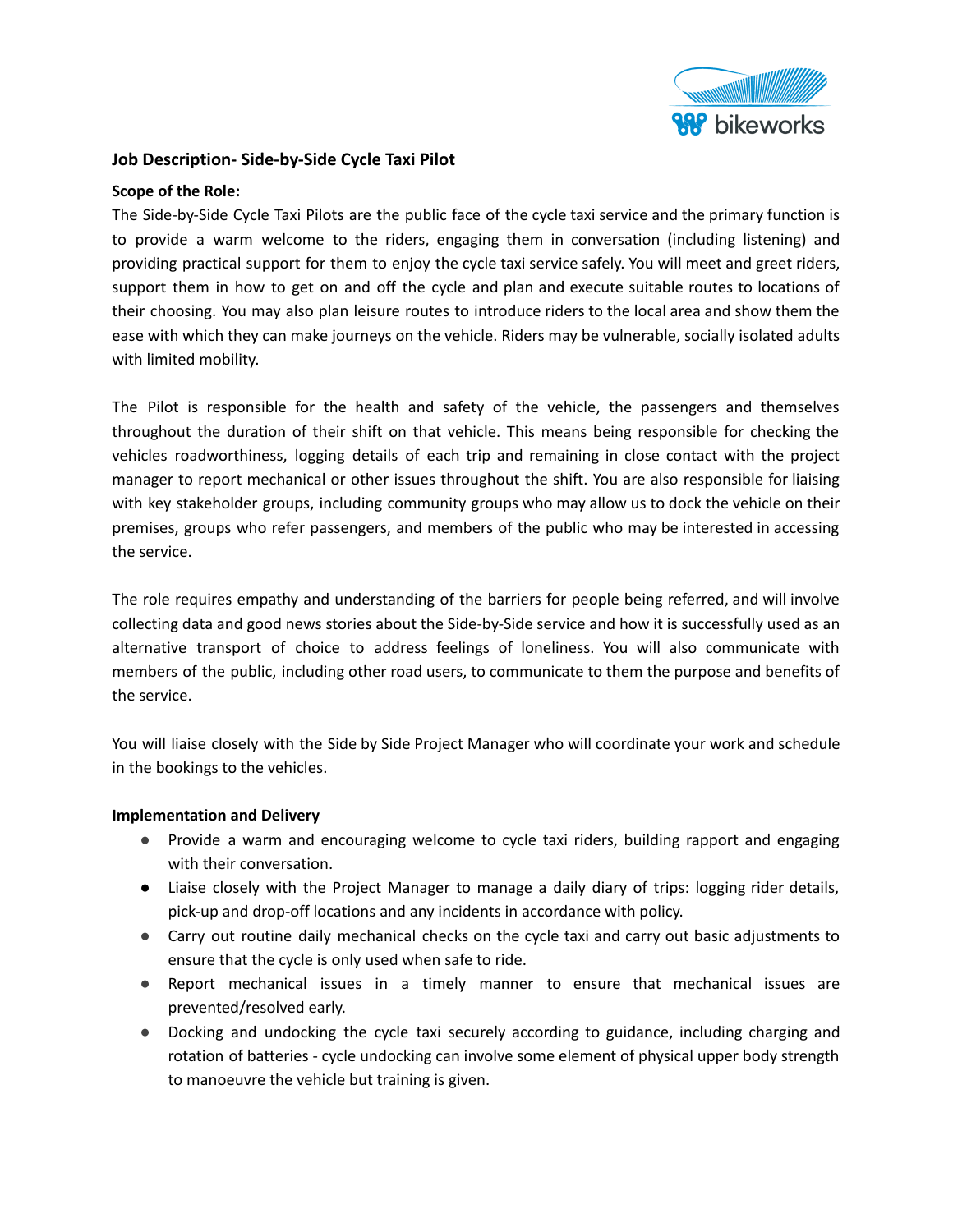## Job Description- Side-by-Side Cycle Taxi Pilot

**Scope of the Role:**

The Side-by-Side Cycle Taxi Pilots are the public face of the cycle taxi service and the primary function is to provide a warm welcome to the riders, engaging them in conversation (including listening) and providing practical support for them to enjoy the cycle taxi service safely. You will meet and greet riders, support them in how to get on and off the cycle and plan and execute suitable routes to locations of their choosing. You may also plan leisure routes to introduce riders to the local area and show them the ease with which they can make journeys on the vehicle. Riders may be vulnerable, socially isolated adults with limited mobility.

The Pilot is responsible for the health and safety of the vehicle, the passengers and themselves throughout the duration of their shift on that vehicle. This means being responsible for checking the vehicles roadworthiness, logging details of each trip and remaining in close contact with the project manager to report mechanical or other issues throughout the shift. You are also responsible for liaising with key stakeholder groups, including community groups who may allow us to dock the vehicle on their premises, groups who refer passengers, and members of the public who may be interested in accessing the service.

The role requires empathy and understanding of the barriers for people being referred, and will involve collecting data and good news stories about the Side-by-Side service and how it is successfully used as an alternative transport of choice to address feelings of loneliness. You will also communicate with members of the public, including other road users, to communicate to them the purpose and benefits of the service.

You will liaise closely with the Side by Side Project Manager who will coordinate your work and schedule in the bookings to the vehicles.

**Implementation and Delivery**

- Provide a warm and encouraging welcome to cycle taxi riders, building rapport and engaging with their conversation.
- Liaise closely with the Project Manager to manage a daily diary of trips: logging rider details, pick-up and drop-off locations and any incidents in accordance with policy.
- Carry out routine daily mechanical checks on the cycle taxi and carry out basic adjustments to ensure that the cycle is only used when safe to ride.
- Report mechanical issues in a timely manner to ensure that mechanical issues are prevented/resolved early.
- Docking and undocking the cycle taxi securely according to guidance, including charging and rotation of batteries - cycle undocking can involve some element of physical upper body strength to manoeuvre the vehicle but training is given.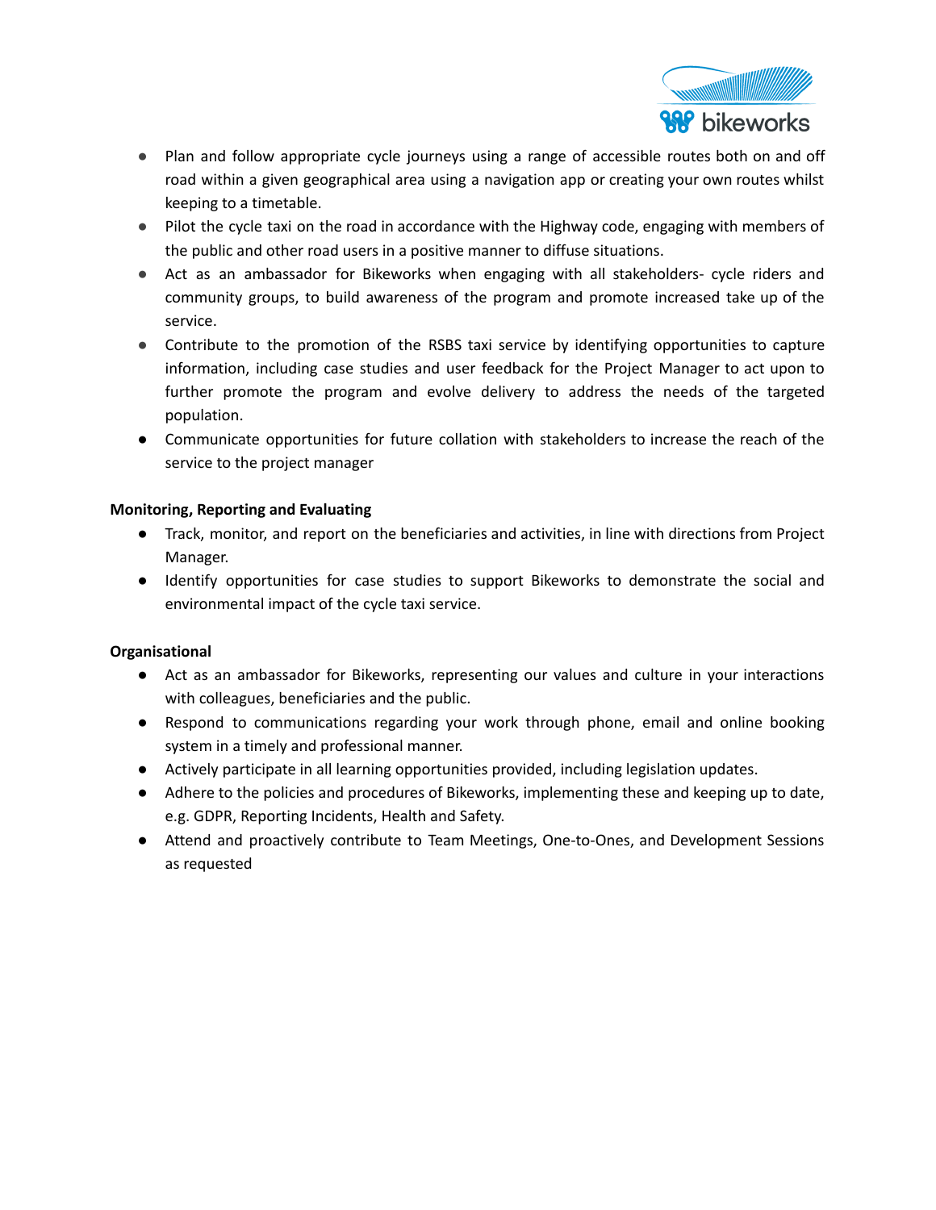- Plan and follow appropriate cycle journeys using a range of accessible routes both on and off road within a given geographical area using a navigation app or creating your own routes whilst keeping to a timetable.
- Pilot the cycle taxi on the road in accordance with the Highway code, engaging with members of the public and other road users in a positive manner to diffuse situations.
- Act as an ambassador for Bikeworks when engaging with all stakeholders- cycle riders and community groups, to build awareness of the program and promote increased take up of the service.
- Contribute to the promotion of the RSBS taxi service by identifying opportunities to capture information, including case studies and user feedback for the Project Manager to act upon to further promote the program and evolve delivery to address the needs of the targeted population.
- Communicate opportunities for future collation with stakeholders to increase the reach of the service to the project manager

**Monitoring, Reporting and Evaluating**

- Track, monitor, and report on the beneficiaries and activities, in line with directions from Project Manager.
- Identify opportunities for case studies to support Bikeworks to demonstrate the social and environmental impact of the cycle taxi service.

**Organisational**

- Act as an ambassador for Bikeworks, representing our values and culture in your interactions with colleagues, beneficiaries and the public.
- Respond to communications regarding your work through phone, email and online booking system in a timely and professional manner.
- Actively participate in all learning opportunities provided, including legislation updates.
- Adhere to the policies and procedures of Bikeworks, implementing these and keeping up to date, e.g. GDPR, Reporting Incidents, Health and Safety.
- Attend and proactively contribute to Team Meetings, One-to-Ones, and Development Sessions as requested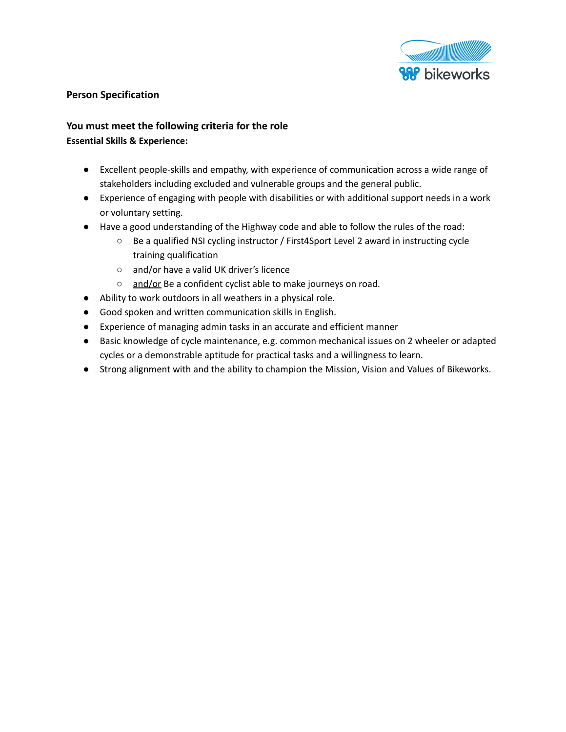**Person Specification**

## You must meet the following criteria for the role

**Essential Skills & Experience:**

- Excellent people-skills and empathy, with experience of communication across a wide range of stakeholders including excluded and vulnerable groups and the general public.
- Experience of engaging with people with disabilities or with additional support needs in a work or voluntary setting.
- Have a good understanding of the Highway code and able to follow the rules of the road:
  - Be a qualified NSI cycling instructor / First4Sport Level 2 award in instructing cycle training qualification
  - and/or have a valid UK driver's licence
  - and/or Be a confident cyclist able to make journeys on road.
- Ability to work outdoors in all weathers in a physical role.
- Good spoken and written communication skills in English.
- Experience of managing admin tasks in an accurate and efficient manner
- Basic knowledge of cycle maintenance, e.g. common mechanical issues on 2 wheeler or adapted cycles or a demonstrable aptitude for practical tasks and a willingness to learn.
- Strong alignment with and the ability to champion the Mission, Vision and Values of Bikeworks.